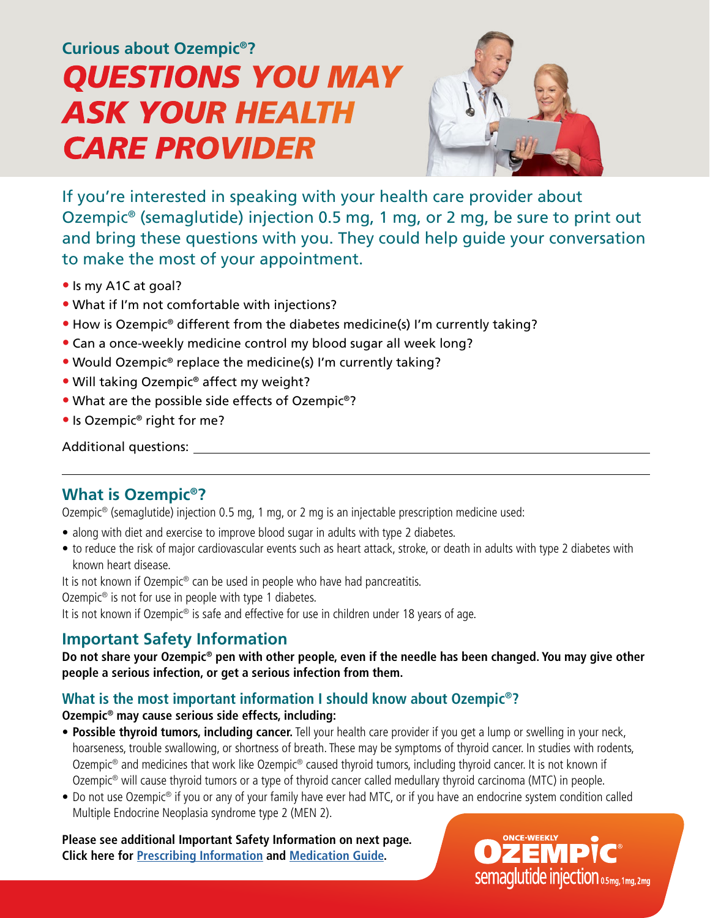Curious about Ozempic®?

# QUESTIONS YOU MAY ASK YOUR HEALTH CARE PROVIDER

If you're interested in speaking with your health care provider about Ozempic® (semaglutide) injection 0.5 mg, 1 mg, or 2 mg, be sure to print out and bring these questions with you. They could help guide your conversation to make the most of your appointment.

- Is my A1C at goal?
- What if I'm not comfortable with injections?
- How is Ozempic® different from the diabetes medicine(s) I'm currently taking?
- Can a once-weekly medicine control my blood sugar all week long?
- Would Ozempic® replace the medicine(s) I'm currently taking?
- Will taking Ozempic® affect my weight?
- What are the possible side effects of Ozempic®?
- Is Ozempic® right for me?

Additional questions: ______________________________

______________________________

## What is Ozempic®?

Ozempic® (semaglutide) injection 0.5 mg, 1 mg, or 2 mg is an injectable prescription medicine used:

- along with diet and exercise to improve blood sugar in adults with type 2 diabetes.
- to reduce the risk of major cardiovascular events such as heart attack, stroke, or death in adults with type 2 diabetes with known heart disease.

It is not known if Ozempic® can be used in people who have had pancreatitis.

Ozempic® is not for use in people with type 1 diabetes.

It is not known if Ozempic® is safe and effective for use in children under 18 years of age.

## Important Safety Information

**Do not share your Ozempic® pen with other people, even if the needle has been changed. You may give other people a serious infection, or get a serious infection from them.**

### What is the most important information I should know about Ozempic®?

**Ozempic® may cause serious side effects, including:**

- **Possible thyroid tumors, including cancer.** Tell your health care provider if you get a lump or swelling in your neck, hoarseness, trouble swallowing, or shortness of breath. These may be symptoms of thyroid cancer. In studies with rodents, Ozempic® and medicines that work like Ozempic® caused thyroid tumors, including thyroid cancer. It is not known if Ozempic® will cause thyroid tumors or a type of thyroid cancer called medullary thyroid carcinoma (MTC) in people.
- Do not use Ozempic® if you or any of your family have ever had MTC, or if you have an endocrine system condition called Multiple Endocrine Neoplasia syndrome type 2 (MEN 2).

**Please see additional Important Safety Information on next page.**
**Click here for Prescribing Information and Medication Guide.**

ONCE-WEEKLY OZEMPIC® semaglutide injection 0.5mg, 1mg, 2mg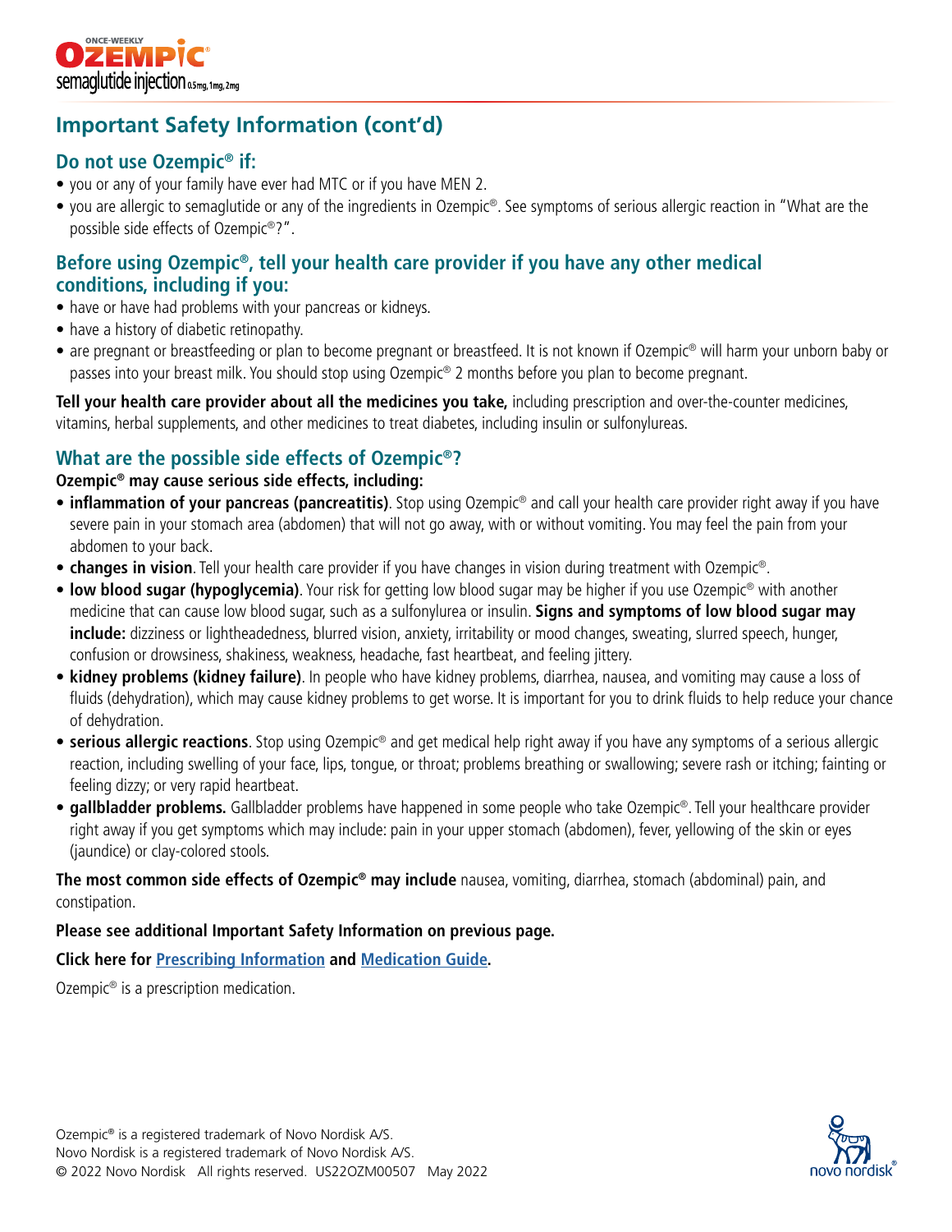# Important Safety Information (cont'd)

## Do not use Ozempic® if:

- you or any of your family have ever had MTC or if you have MEN 2.
- you are allergic to semaglutide or any of the ingredients in Ozempic®. See symptoms of serious allergic reaction in "What are the possible side effects of Ozempic®?".

## Before using Ozempic®, tell your health care provider if you have any other medical conditions, including if you:

- have or have had problems with your pancreas or kidneys.
- have a history of diabetic retinopathy.
- are pregnant or breastfeeding or plan to become pregnant or breastfeed. It is not known if Ozempic® will harm your unborn baby or passes into your breast milk. You should stop using Ozempic® 2 months before you plan to become pregnant.

**Tell your health care provider about all the medicines you take,** including prescription and over-the-counter medicines, vitamins, herbal supplements, and other medicines to treat diabetes, including insulin or sulfonylureas.

## What are the possible side effects of Ozempic®?

**Ozempic® may cause serious side effects, including:**

- **inflammation of your pancreas (pancreatitis)**. Stop using Ozempic® and call your health care provider right away if you have severe pain in your stomach area (abdomen) that will not go away, with or without vomiting. You may feel the pain from your abdomen to your back.
- **changes in vision**. Tell your health care provider if you have changes in vision during treatment with Ozempic®.
- **low blood sugar (hypoglycemia)**. Your risk for getting low blood sugar may be higher if you use Ozempic® with another medicine that can cause low blood sugar, such as a sulfonylurea or insulin. **Signs and symptoms of low blood sugar may include:** dizziness or lightheadedness, blurred vision, anxiety, irritability or mood changes, sweating, slurred speech, hunger, confusion or drowsiness, shakiness, weakness, headache, fast heartbeat, and feeling jittery.
- **kidney problems (kidney failure)**. In people who have kidney problems, diarrhea, nausea, and vomiting may cause a loss of fluids (dehydration), which may cause kidney problems to get worse. It is important for you to drink fluids to help reduce your chance of dehydration.
- **serious allergic reactions**. Stop using Ozempic® and get medical help right away if you have any symptoms of a serious allergic reaction, including swelling of your face, lips, tongue, or throat; problems breathing or swallowing; severe rash or itching; fainting or feeling dizzy; or very rapid heartbeat.
- **gallbladder problems.** Gallbladder problems have happened in some people who take Ozempic®. Tell your healthcare provider right away if you get symptoms which may include: pain in your upper stomach (abdomen), fever, yellowing of the skin or eyes (jaundice) or clay-colored stools.

**The most common side effects of Ozempic® may include** nausea, vomiting, diarrhea, stomach (abdominal) pain, and constipation.

**Please see additional Important Safety Information on previous page.**

**Click here for Prescribing Information and Medication Guide.**

Ozempic® is a prescription medication.

Ozempic® is a registered trademark of Novo Nordisk A/S.
Novo Nordisk is a registered trademark of Novo Nordisk A/S.
© 2022 Novo Nordisk All rights reserved. US22OZM00507 May 2022